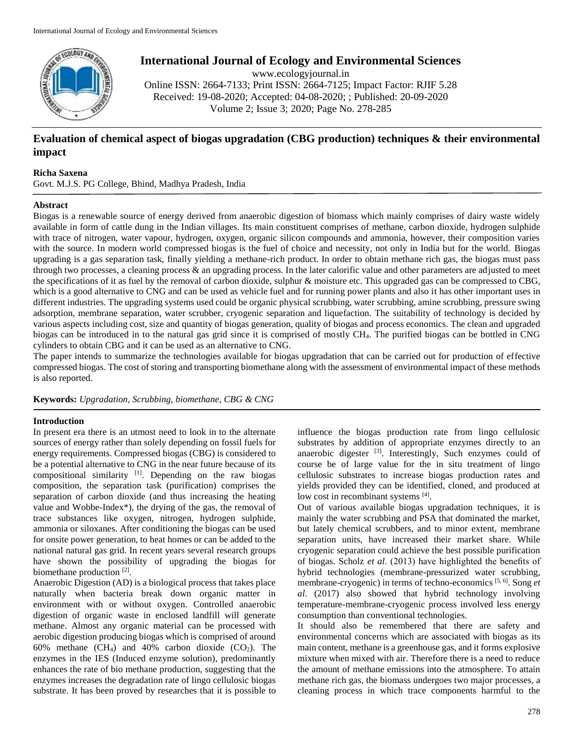# International Journal of Ecology and Environmental Sciences

www.ecologyjournal.in

Online ISSN: 2664-7133; Print ISSN: 2664-7125; Impact Factor: RJIF 5.28

Received: 19-08-2020; Accepted: 04-08-2020; ; Published: 20-09-2020

Volume 2; Issue 3; 2020; Page No. 278-285

## Evaluation of chemical aspect of biogas upgradation (CBG production) techniques & their environmental impact

**Richa Saxena**

Govt. M.J.S. PG College, Bhind, Madhya Pradesh, India

### Abstract

Biogas is a renewable source of energy derived from anaerobic digestion of biomass which mainly comprises of dairy waste widely available in form of cattle dung in the Indian villages. Its main constituent comprises of methane, carbon dioxide, hydrogen sulphide with trace of nitrogen, water vapour, hydrogen, oxygen, organic silicon compounds and ammonia, however, their composition varies with the source. In modern world compressed biogas is the fuel of choice and necessity, not only in India but for the world. Biogas upgrading is a gas separation task, finally yielding a methane-rich product. In order to obtain methane rich gas, the biogas must pass through two processes, a cleaning process & an upgrading process. In the later calorific value and other parameters are adjusted to meet the specifications of it as fuel by the removal of carbon dioxide, sulphur & moisture etc. This upgraded gas can be compressed to CBG, which is a good alternative to CNG and can be used as vehicle fuel and for running power plants and also it has other important uses in different industries. The upgrading systems used could be organic physical scrubbing, water scrubbing, amine scrubbing, pressure swing adsorption, membrane separation, water scrubber, cryogenic separation and liquefaction. The suitability of technology is decided by various aspects including cost, size and quantity of biogas generation, quality of biogas and process economics. The clean and upgraded biogas can be introduced in to the natural gas grid since it is comprised of mostly $CH_4$. The purified biogas can be bottled in CNG cylinders to obtain CBG and it can be used as an alternative to CNG.

The paper intends to summarize the technologies available for biogas upgradation that can be carried out for production of effective compressed biogas. The cost of storing and transporting biomethane along with the assessment of environmental impact of these methods is also reported.

**Keywords:** *Upgradation, Scrubbing, biomethane, CBG & CNG*

### Introduction

In present era there is an utmost need to look in to the alternate sources of energy rather than solely depending on fossil fuels for energy requirements. Compressed biogas (CBG) is considered to be a potential alternative to CNG in the near future because of its compositional similarity [1]. Depending on the raw biogas composition, the separation task (purification) comprises the separation of carbon dioxide (and thus increasing the heating value and Wobbe-Index*), the drying of the gas, the removal of trace substances like oxygen, nitrogen, hydrogen sulphide, ammonia or siloxanes. After conditioning the biogas can be used for onsite power generation, to heat homes or can be added to the national natural gas grid. In recent years several research groups have shown the possibility of upgrading the biogas for biomethane production [2].

Anaerobic Digestion (AD) is a biological process that takes place naturally when bacteria break down organic matter in environment with or without oxygen. Controlled anaerobic digestion of organic waste in enclosed landfill will generate methane. Almost any organic material can be processed with aerobic digestion producing biogas which is comprised of around 60% methane ($CH_4$) and 40% carbon dioxide ($CO_2$). The enzymes in the IES (Induced enzyme solution), predominantly enhances the rate of bio methane production, suggesting that the enzymes increases the degradation rate of lingo cellulosic biogas substrate. It has been proved by researches that it is possible to influence the biogas production rate from lingo cellulosic substrates by addition of appropriate enzymes directly to an anaerobic digester [3]. Interestingly, Such enzymes could of course be of large value for the in situ treatment of lingo cellulosic substrates to increase biogas production rates and yields provided they can be identified, cloned, and produced at low cost in recombinant systems [4].

Out of various available biogas upgradation techniques, it is mainly the water scrubbing and PSA that dominated the market, but lately chemical scrubbers, and to minor extent, membrane separation units, have increased their market share. While cryogenic separation could achieve the best possible purification of biogas. Scholz *et al*. (2013) have highlighted the benefits of hybrid technologies (membrane-pressurized water scrubbing, membrane-cryogenic) in terms of techno-economics [5, 6]. Song *et al*. (2017) also showed that hybrid technology involving temperature-membrane-cryogenic process involved less energy consumption than conventional technologies.

It should also be remembered that there are safety and environmental concerns which are associated with biogas as its main content, methane is a greenhouse gas, and it forms explosive mixture when mixed with air. Therefore there is a need to reduce the amount of methane emissions into the atmosphere. To attain methane rich gas, the biomass undergoes two major processes, a cleaning process in which trace components harmful to the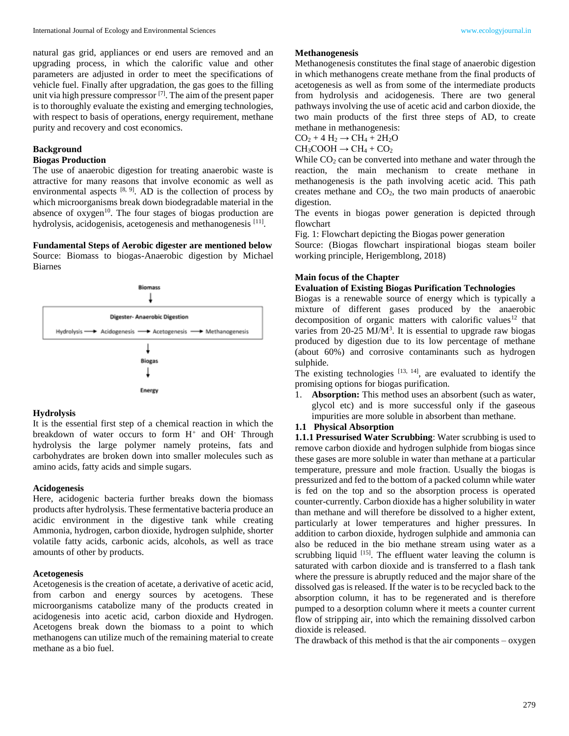natural gas grid, appliances or end users are removed and an upgrading process, in which the calorific value and other parameters are adjusted in order to meet the specifications of vehicle fuel. Finally after upgradation, the gas goes to the filling unit via high pressure compressor [7]. The aim of the present paper is to thoroughly evaluate the existing and emerging technologies, with respect to basis of operations, energy requirement, methane purity and recovery and cost economics.

## Background

### Biogas Production

The use of anaerobic digestion for treating anaerobic waste is attractive for many reasons that involve economic as well as environmental aspects [8, 9]. AD is the collection of process by which microorganisms break down biodegradable material in the absence of oxygen[10]. The four stages of biogas production are hydrolysis, acidogenisis, acetogenesis and methanogenesis [11].

**Fundamental Steps of Aerobic digester are mentioned below**

Source: Biomass to biogas-Anaerobic digestion by Michael Biarnes

Biomass → Digester- Anaerobic Digestion (Hydrolysis → Acidogenesis → Acetogenesis → Methanogenesis) → Biogas → Energy

### Hydrolysis

It is the essential first step of a chemical reaction in which the breakdown of water occurs to form $H^+$ and $OH^-$ Through hydrolysis the large polymer namely proteins, fats and carbohydrates are broken down into smaller molecules such as amino acids, fatty acids and simple sugars.

### Acidogenesis

Here, acidogenic bacteria further breaks down the biomass products after hydrolysis. These fermentative bacteria produce an acidic environment in the digestive tank while creating Ammonia, hydrogen, carbon dioxide, hydrogen sulphide, shorter volatile fatty acids, carbonic acids, alcohols, as well as trace amounts of other by products.

### Acetogenesis

Acetogenesis is the creation of acetate, a derivative of acetic acid, from carbon and energy sources by acetogens. These microorganisms catabolize many of the products created in acidogenesis into acetic acid, carbon dioxide and Hydrogen. Acetogens break down the biomass to a point to which methanogens can utilize much of the remaining material to create methane as a bio fuel.

### Methanogenesis

Methanogenesis constitutes the final stage of anaerobic digestion in which methanogens create methane from the final products of acetogenesis as well as from some of the intermediate products from hydrolysis and acidogenesis. There are two general pathways involving the use of acetic acid and carbon dioxide, the two main products of the first three steps of AD, to create methane in methanogenesis:

$CO_2 + 4H_2 \rightarrow CH_4 + 2H_2O$

$CH_3COOH \rightarrow CH_4 + CO_2$

While $CO_2$ can be converted into methane and water through the reaction, the main mechanism to create methane in methanogenesis is the path involving acetic acid. This path creates methane and $CO_2$, the two main products of anaerobic digestion.

The events in biogas power generation is depicted through flowchart

Fig. 1: Flowchart depicting the Biogas power generation

Source: (Biogas flowchart inspirational biogas steam boiler working principle, Herigemblong, 2018)

## Main focus of the Chapter

### Evaluation of Existing Biogas Purification Technologies

Biogas is a renewable source of energy which is typically a mixture of different gases produced by the anaerobic decomposition of organic matters with calorific values[12] that varies from 20-25 MJ/M[3]. It is essential to upgrade raw biogas produced by digestion due to its low percentage of methane (about 60%) and corrosive contaminants such as hydrogen sulphide.

The existing technologies [13, 14], are evaluated to identify the promising options for biogas purification.

1. **Absorption:** This method uses an absorbent (such as water, glycol etc) and is more successful only if the gaseous impurities are more soluble in absorbent than methane.

### 1.1 Physical Absorption

**1.1.1 Pressurised Water Scrubbing**: Water scrubbing is used to remove carbon dioxide and hydrogen sulphide from biogas since these gases are more soluble in water than methane at a particular temperature, pressure and mole fraction. Usually the biogas is pressurized and fed to the bottom of a packed column while water is fed on the top and so the absorption process is operated counter-currently. Carbon dioxide has a higher solubility in water than methane and will therefore be dissolved to a higher extent, particularly at lower temperatures and higher pressures. In addition to carbon dioxide, hydrogen sulphide and ammonia can also be reduced in the bio methane stream using water as a scrubbing liquid [15]. The effluent water leaving the column is saturated with carbon dioxide and is transferred to a flash tank where the pressure is abruptly reduced and the major share of the dissolved gas is released. If the water is to be recycled back to the absorption column, it has to be regenerated and is therefore pumped to a desorption column where it meets a counter current flow of stripping air, into which the remaining dissolved carbon dioxide is released.

The drawback of this method is that the air components – oxygen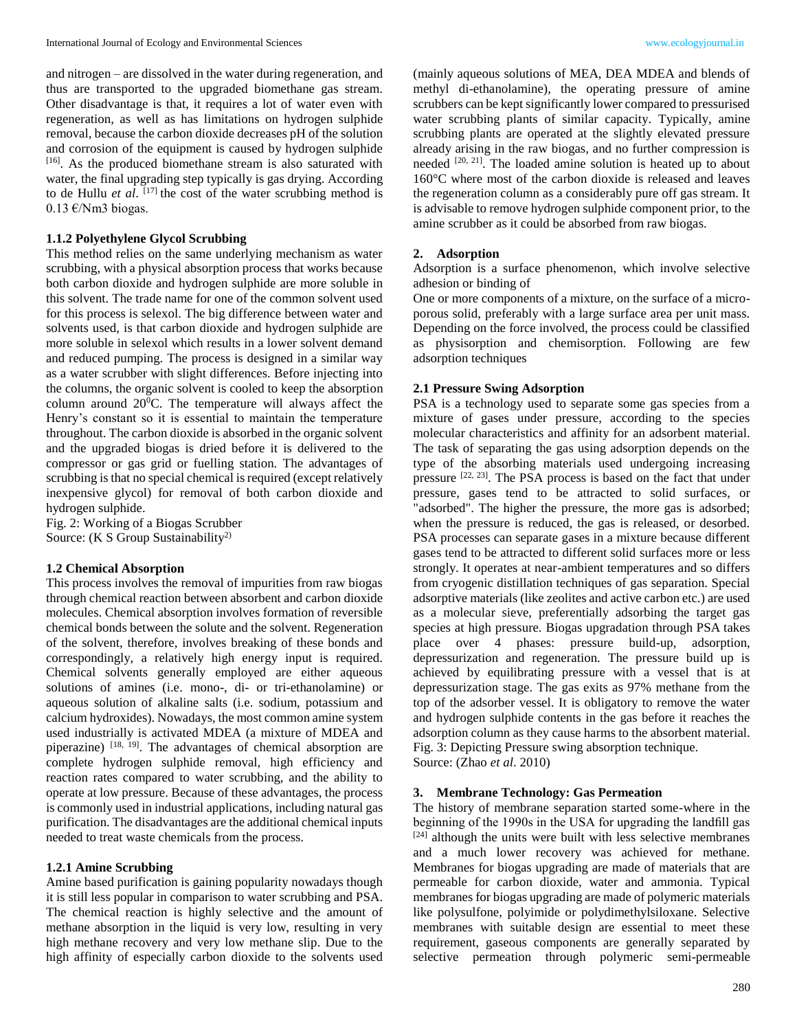and nitrogen – are dissolved in the water during regeneration, and thus are transported to the upgraded biomethane gas stream. Other disadvantage is that, it requires a lot of water even with regeneration, as well as has limitations on hydrogen sulphide removal, because the carbon dioxide decreases pH of the solution and corrosion of the equipment is caused by hydrogen sulphide [16]. As the produced biomethane stream is also saturated with water, the final upgrading step typically is gas drying. According to de Hullu *et al*. [17] the cost of the water scrubbing method is 0.13 €/Nm3 biogas.

### 1.1.2 Polyethylene Glycol Scrubbing

This method relies on the same underlying mechanism as water scrubbing, with a physical absorption process that works because both carbon dioxide and hydrogen sulphide are more soluble in this solvent. The trade name for one of the common solvent used for this process is selexol. The big difference between water and solvents used, is that carbon dioxide and hydrogen sulphide are more soluble in selexol which results in a lower solvent demand and reduced pumping. The process is designed in a similar way as a water scrubber with slight differences. Before injecting into the columns, the organic solvent is cooled to keep the absorption column around $20^0$C. The temperature will always affect the Henry's constant so it is essential to maintain the temperature throughout. The carbon dioxide is absorbed in the organic solvent and the upgraded biogas is dried before it is delivered to the compressor or gas grid or fuelling station. The advantages of scrubbing is that no special chemical is required (except relatively inexpensive glycol) for removal of both carbon dioxide and hydrogen sulphide.

Fig. 2: Working of a Biogas Scrubber
Source: (K S Group Sustainability[2])

### 1.2 Chemical Absorption

This process involves the removal of impurities from raw biogas through chemical reaction between absorbent and carbon dioxide molecules. Chemical absorption involves formation of reversible chemical bonds between the solute and the solvent. Regeneration of the solvent, therefore, involves breaking of these bonds and correspondingly, a relatively high energy input is required. Chemical solvents generally employed are either aqueous solutions of amines (i.e. mono-, di- or tri-ethanolamine) or aqueous solution of alkaline salts (i.e. sodium, potassium and calcium hydroxides). Nowadays, the most common amine system used industrially is activated MDEA (a mixture of MDEA and piperazine) [18, 19]. The advantages of chemical absorption are complete hydrogen sulphide removal, high efficiency and reaction rates compared to water scrubbing, and the ability to operate at low pressure. Because of these advantages, the process is commonly used in industrial applications, including natural gas purification. The disadvantages are the additional chemical inputs needed to treat waste chemicals from the process.

### 1.2.1 Amine Scrubbing

Amine based purification is gaining popularity nowadays though it is still less popular in comparison to water scrubbing and PSA. The chemical reaction is highly selective and the amount of methane absorption in the liquid is very low, resulting in very high methane recovery and very low methane slip. Due to the high affinity of especially carbon dioxide to the solvents used (mainly aqueous solutions of MEA, DEA MDEA and blends of methyl di-ethanolamine), the operating pressure of amine scrubbers can be kept significantly lower compared to pressurised water scrubbing plants of similar capacity. Typically, amine scrubbing plants are operated at the slightly elevated pressure already arising in the raw biogas, and no further compression is needed [20, 21]. The loaded amine solution is heated up to about 160°C where most of the carbon dioxide is released and leaves the regeneration column as a considerably pure off gas stream. It is advisable to remove hydrogen sulphide component prior, to the amine scrubber as it could be absorbed from raw biogas.

## 2. Adsorption

Adsorption is a surface phenomenon, which involve selective adhesion or binding of

One or more components of a mixture, on the surface of a micro-porous solid, preferably with a large surface area per unit mass. Depending on the force involved, the process could be classified as physisorption and chemisorption. Following are few adsorption techniques

### 2.1 Pressure Swing Adsorption

PSA is a technology used to separate some gas species from a mixture of gases under pressure, according to the species molecular characteristics and affinity for an adsorbent material. The task of separating the gas using adsorption depends on the type of the absorbing materials used undergoing increasing pressure [22, 23]. The PSA process is based on the fact that under pressure, gases tend to be attracted to solid surfaces, or "adsorbed". The higher the pressure, the more gas is adsorbed; when the pressure is reduced, the gas is released, or desorbed. PSA processes can separate gases in a mixture because different gases tend to be attracted to different solid surfaces more or less strongly. It operates at near-ambient temperatures and so differs from cryogenic distillation techniques of gas separation. Special adsorptive materials (like zeolites and active carbon etc.) are used as a molecular sieve, preferentially adsorbing the target gas species at high pressure. Biogas upgradation through PSA takes place over 4 phases: pressure build-up, adsorption, depressurization and regeneration. The pressure build up is achieved by equilibrating pressure with a vessel that is at depressurization stage. The gas exits as 97% methane from the top of the adsorber vessel. It is obligatory to remove the water and hydrogen sulphide contents in the gas before it reaches the adsorption column as they cause harms to the absorbent material.

Fig. 3: Depicting Pressure swing absorption technique.
Source: (Zhao *et al*. 2010)

## 3. Membrane Technology: Gas Permeation

The history of membrane separation started some-where in the beginning of the 1990s in the USA for upgrading the landfill gas [24] although the units were built with less selective membranes and a much lower recovery was achieved for methane. Membranes for biogas upgrading are made of materials that are permeable for carbon dioxide, water and ammonia. Typical membranes for biogas upgrading are made of polymeric materials like polysulfone, polyimide or polydimethylsiloxane. Selective membranes with suitable design are essential to meet these requirement, gaseous components are generally separated by selective permeation through polymeric semi-permeable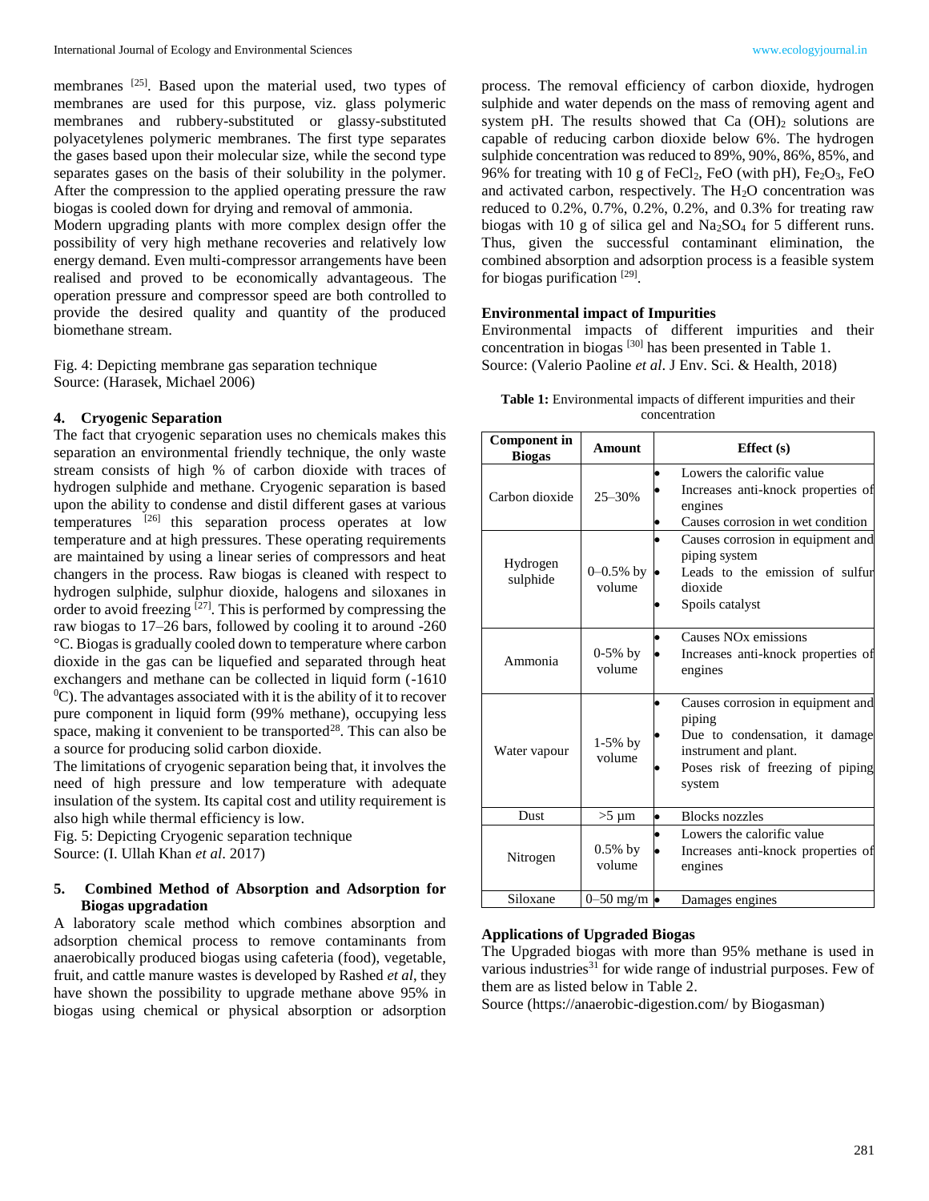membranes [25]. Based upon the material used, two types of membranes are used for this purpose, viz. glass polymeric membranes and rubbery-substituted or glassy-substituted polyacetylenes polymeric membranes. The first type separates the gases based upon their molecular size, while the second type separates gases on the basis of their solubility in the polymer. After the compression to the applied operating pressure the raw biogas is cooled down for drying and removal of ammonia.

Modern upgrading plants with more complex design offer the possibility of very high methane recoveries and relatively low energy demand. Even multi-compressor arrangements have been realised and proved to be economically advantageous. The operation pressure and compressor speed are both controlled to provide the desired quality and quantity of the produced biomethane stream.

Fig. 4: Depicting membrane gas separation technique
Source: (Harasek, Michael 2006)

### 4. Cryogenic Separation

The fact that cryogenic separation uses no chemicals makes this separation an environmental friendly technique, the only waste stream consists of high % of carbon dioxide with traces of hydrogen sulphide and methane. Cryogenic separation is based upon the ability to condense and distil different gases at various temperatures [26] this separation process operates at low temperature and at high pressures. These operating requirements are maintained by using a linear series of compressors and heat changers in the process. Raw biogas is cleaned with respect to hydrogen sulphide, sulphur dioxide, halogens and siloxanes in order to avoid freezing [27]. This is performed by compressing the raw biogas to 17–26 bars, followed by cooling it to around -260 °C. Biogas is gradually cooled down to temperature where carbon dioxide in the gas can be liquefied and separated through heat exchangers and methane can be collected in liquid form (-1610 $^0$C). The advantages associated with it is the ability of it to recover pure component in liquid form (99% methane), occupying less space, making it convenient to be transported[28]. This can also be a source for producing solid carbon dioxide.

The limitations of cryogenic separation being that, it involves the need of high pressure and low temperature with adequate insulation of the system. Its capital cost and utility requirement is also high while thermal efficiency is low.

Fig. 5: Depicting Cryogenic separation technique
Source: (I. Ullah Khan *et al*. 2017)

### 5. Combined Method of Absorption and Adsorption for Biogas upgradation

A laboratory scale method which combines absorption and adsorption chemical process to remove contaminants from anaerobically produced biogas using cafeteria (food), vegetable, fruit, and cattle manure wastes is developed by Rashed *et al*, they have shown the possibility to upgrade methane above 95% in biogas using chemical or physical absorption or adsorption process. The removal efficiency of carbon dioxide, hydrogen sulphide and water depends on the mass of removing agent and system pH. The results showed that Ca $(OH)_2$ solutions are capable of reducing carbon dioxide below 6%. The hydrogen sulphide concentration was reduced to 89%, 90%, 86%, 85%, and 96% for treating with 10 g of $FeCl_2$, FeO (with pH), $Fe_2O_3$, FeO and activated carbon, respectively. The $H_2O$ concentration was reduced to 0.2%, 0.7%, 0.2%, 0.2%, and 0.3% for treating raw biogas with 10 g of silica gel and $Na_2SO_4$ for 5 different runs. Thus, given the successful contaminant elimination, the combined absorption and adsorption process is a feasible system for biogas purification [29].

### Environmental impact of Impurities

Environmental impacts of different impurities and their concentration in biogas [30] has been presented in Table 1.
Source: (Valerio Paoline *et al*. J Env. Sci. & Health, 2018)

**Table 1:** Environmental impacts of different impurities and their concentration

| Component in Biogas | Amount | Effect (s) |
|---|---|---|
| Carbon dioxide | 25–30% | • Lowers the calorific value<br>• Increases anti-knock properties of engines<br>• Causes corrosion in wet condition |
| Hydrogen sulphide | 0–0.5% by volume | • Causes corrosion in equipment and piping system<br>• Leads to the emission of sulfur dioxide<br>• Spoils catalyst |
| Ammonia | 0-5% by volume | • Causes NOx emissions<br>• Increases anti-knock properties of engines |
| Water vapour | 1-5% by volume | • Causes corrosion in equipment and piping<br>• Due to condensation, it damage instrument and plant.<br>• Poses risk of freezing of piping system |
| Dust | >5 µm | • Blocks nozzles |
| Nitrogen | 0.5% by volume | • Lowers the calorific value<br>• Increases anti-knock properties of engines |
| Siloxane | 0–50 mg/m | • Damages engines |

### Applications of Upgraded Biogas

The Upgraded biogas with more than 95% methane is used in various industries[31] for wide range of industrial purposes. Few of them are as listed below in Table 2.
Source (https://anaerobic-digestion.com/ by Biogasman)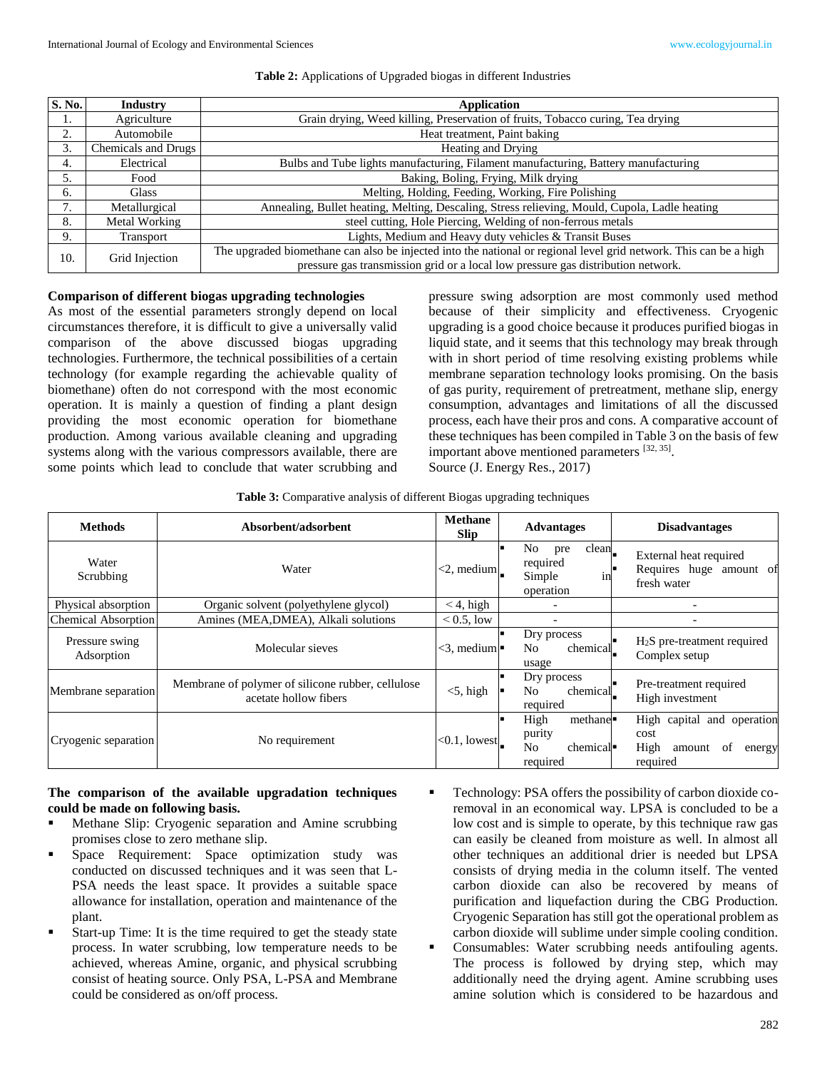**Table 2:** Applications of Upgraded biogas in different Industries

| S. No. | Industry | Application |
|---|---|---|
| 1. | Agriculture | Grain drying, Weed killing, Preservation of fruits, Tobacco curing, Tea drying |
| 2. | Automobile | Heat treatment, Paint baking |
| 3. | Chemicals and Drugs | Heating and Drying |
| 4. | Electrical | Bulbs and Tube lights manufacturing, Filament manufacturing, Battery manufacturing |
| 5. | Food | Baking, Boling, Frying, Milk drying |
| 6. | Glass | Melting, Holding, Feeding, Working, Fire Polishing |
| 7. | Metallurgical | Annealing, Bullet heating, Melting, Descaling, Stress relieving, Mould, Cupola, Ladle heating |
| 8. | Metal Working | steel cutting, Hole Piercing, Welding of non-ferrous metals |
| 9. | Transport | Lights, Medium and Heavy duty vehicles & Transit Buses |
| 10. | Grid Injection | The upgraded biomethane can also be injected into the national or regional level grid network. This can be a high pressure gas transmission grid or a local low pressure gas distribution network. |

**Comparison of different biogas upgrading technologies**

As most of the essential parameters strongly depend on local circumstances therefore, it is difficult to give a universally valid comparison of the above discussed biogas upgrading technologies. Furthermore, the technical possibilities of a certain technology (for example regarding the achievable quality of biomethane) often do not correspond with the most economic operation. It is mainly a question of finding a plant design providing the most economic operation for biomethane production. Among various available cleaning and upgrading systems along with the various compressors available, there are some points which lead to conclude that water scrubbing and pressure swing adsorption are most commonly used method because of their simplicity and effectiveness. Cryogenic upgrading is a good choice because it produces purified biogas in liquid state, and it seems that this technology may break through with in short period of time resolving existing problems while membrane separation technology looks promising. On the basis of gas purity, requirement of pretreatment, methane slip, energy consumption, advantages and limitations of all the discussed process, each have their pros and cons. A comparative account of these techniques has been compiled in Table 3 on the basis of few important above mentioned parameters [32, 35].
Source (J. Energy Res., 2017)

**Table 3:** Comparative analysis of different Biogas upgrading techniques

| Methods | Absorbent/adsorbent | Methane Slip | Advantages | Disadvantages |
|---|---|---|---|---|
| Water Scrubbing | Water | <2, medium | ▪ No pre clean required<br>▪ Simple in operation | ▪ External heat required<br>▪ Requires huge amount of fresh water |
| Physical absorption | Organic solvent (polyethylene glycol) | < 4, high | - | - |
| Chemical Absorption | Amines (MEA,DMEA), Alkali solutions | < 0.5, low | - | - |
| Pressure swing Adsorption | Molecular sieves | <3, medium | ▪ Dry process<br>▪ No chemical usage | ▪ $H_2S$ pre-treatment required<br>▪ Complex setup |
| Membrane separation | Membrane of polymer of silicone rubber, cellulose acetate hollow fibers | <5, high | ▪ Dry process<br>▪ No chemical required | ▪ Pre-treatment required<br>▪ High investment |
| Cryogenic separation | No requirement | <0.1, lowest | ▪ High methane purity<br>▪ No chemical required | ▪ High capital and operation cost<br>▪ High amount of energy required |

**The comparison of the available upgradation techniques could be made on following basis.**

- Methane Slip: Cryogenic separation and Amine scrubbing promises close to zero methane slip.
- Space Requirement: Space optimization study was conducted on discussed techniques and it was seen that L-PSA needs the least space. It provides a suitable space allowance for installation, operation and maintenance of the plant.
- Start-up Time: It is the time required to get the steady state process. In water scrubbing, low temperature needs to be achieved, whereas Amine, organic, and physical scrubbing consist of heating source. Only PSA, L-PSA and Membrane could be considered as on/off process.
- Technology: PSA offers the possibility of carbon dioxide co-removal in an economical way. LPSA is concluded to be a low cost and is simple to operate, by this technique raw gas can easily be cleaned from moisture as well. In almost all other techniques an additional drier is needed but LPSA consists of drying media in the column itself. The vented carbon dioxide can also be recovered by means of purification and liquefaction during the CBG Production. Cryogenic Separation has still got the operational problem as carbon dioxide will sublime under simple cooling condition.
- Consumables: Water scrubbing needs antifouling agents. The process is followed by drying step, which may additionally need the drying agent. Amine scrubbing uses amine solution which is considered to be hazardous and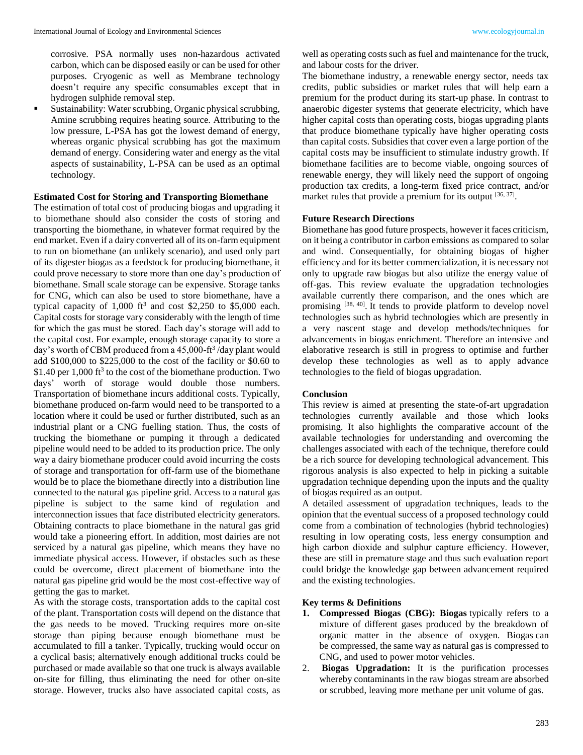corrosive. PSA normally uses non-hazardous activated carbon, which can be disposed easily or can be used for other purposes. Cryogenic as well as Membrane technology doesn't require any specific consumables except that in hydrogen sulphide removal step.

- Sustainability: Water scrubbing, Organic physical scrubbing, Amine scrubbing requires heating source. Attributing to the low pressure, L-PSA has got the lowest demand of energy, whereas organic physical scrubbing has got the maximum demand of energy. Considering water and energy as the vital aspects of sustainability, L-PSA can be used as an optimal technology.

### Estimated Cost for Storing and Transporting Biomethane

The estimation of total cost of producing biogas and upgrading it to biomethane should also consider the costs of storing and transporting the biomethane, in whatever format required by the end market. Even if a dairy converted all of its on-farm equipment to run on biomethane (an unlikely scenario), and used only part of its digester biogas as a feedstock for producing biomethane, it could prove necessary to store more than one day's production of biomethane. Small scale storage can be expensive. Storage tanks for CNG, which can also be used to store biomethane, have a typical capacity of 1,000 $ft^3$ and cost \$2,250 to \$5,000 each. Capital costs for storage vary considerably with the length of time for which the gas must be stored. Each day's storage will add to the capital cost. For example, enough storage capacity to store a day's worth of CBM produced from a 45,000-$ft^3$ /day plant would add \$100,000 to \$225,000 to the cost of the facility or \$0.60 to \$1.40 per 1,000 $ft^3$ to the cost of the biomethane production. Two days' worth of storage would double those numbers. Transportation of biomethane incurs additional costs. Typically, biomethane produced on-farm would need to be transported to a location where it could be used or further distributed, such as an industrial plant or a CNG fuelling station. Thus, the costs of trucking the biomethane or pumping it through a dedicated pipeline would need to be added to its production price. The only way a dairy biomethane producer could avoid incurring the costs of storage and transportation for off-farm use of the biomethane would be to place the biomethane directly into a distribution line connected to the natural gas pipeline grid. Access to a natural gas pipeline is subject to the same kind of regulation and interconnection issues that face distributed electricity generators. Obtaining contracts to place biomethane in the natural gas grid would take a pioneering effort. In addition, most dairies are not serviced by a natural gas pipeline, which means they have no immediate physical access. However, if obstacles such as these could be overcome, direct placement of biomethane into the natural gas pipeline grid would be the most cost-effective way of getting the gas to market.

As with the storage costs, transportation adds to the capital cost of the plant. Transportation costs will depend on the distance that the gas needs to be moved. Trucking requires more on-site storage than piping because enough biomethane must be accumulated to fill a tanker. Typically, trucking would occur on a cyclical basis; alternatively enough additional trucks could be purchased or made available so that one truck is always available on-site for filling, thus eliminating the need for other on-site storage. However, trucks also have associated capital costs, as well as operating costs such as fuel and maintenance for the truck, and labour costs for the driver.

The biomethane industry, a renewable energy sector, needs tax credits, public subsidies or market rules that will help earn a premium for the product during its start-up phase. In contrast to anaerobic digester systems that generate electricity, which have higher capital costs than operating costs, biogas upgrading plants that produce biomethane typically have higher operating costs than capital costs. Subsidies that cover even a large portion of the capital costs may be insufficient to stimulate industry growth. If biomethane facilities are to become viable, ongoing sources of renewable energy, they will likely need the support of ongoing production tax credits, a long-term fixed price contract, and/or market rules that provide a premium for its output [36, 37].

### Future Research Directions

Biomethane has good future prospects, however it faces criticism, on it being a contributor in carbon emissions as compared to solar and wind. Consequentially, for obtaining biogas of higher efficiency and for its better commercialization, it is necessary not only to upgrade raw biogas but also utilize the energy value of off-gas. This review evaluate the upgradation technologies available currently there comparison, and the ones which are promising [38, 40]. It tends to provide platform to develop novel technologies such as hybrid technologies which are presently in a very nascent stage and develop methods/techniques for advancements in biogas enrichment. Therefore an intensive and elaborative research is still in progress to optimise and further develop these technologies as well as to apply advance technologies to the field of biogas upgradation.

### Conclusion

This review is aimed at presenting the state-of-art upgradation technologies currently available and those which looks promising. It also highlights the comparative account of the available technologies for understanding and overcoming the challenges associated with each of the technique, therefore could be a rich source for developing technological advancement. This rigorous analysis is also expected to help in picking a suitable upgradation technique depending upon the inputs and the quality of biogas required as an output.

A detailed assessment of upgradation techniques, leads to the opinion that the eventual success of a proposed technology could come from a combination of technologies (hybrid technologies) resulting in low operating costs, less energy consumption and high carbon dioxide and sulphur capture efficiency. However, these are still in premature stage and thus such evaluation report could bridge the knowledge gap between advancement required and the existing technologies.

### Key terms & Definitions

1. **Compressed Biogas (CBG): Biogas** typically refers to a mixture of different gases produced by the breakdown of organic matter in the absence of oxygen. Biogas can be compressed, the same way as natural gas is compressed to CNG, and used to power motor vehicles.
2. **Biogas Upgradation:** It is the purification processes whereby contaminants in the raw biogas stream are absorbed or scrubbed, leaving more methane per unit volume of gas.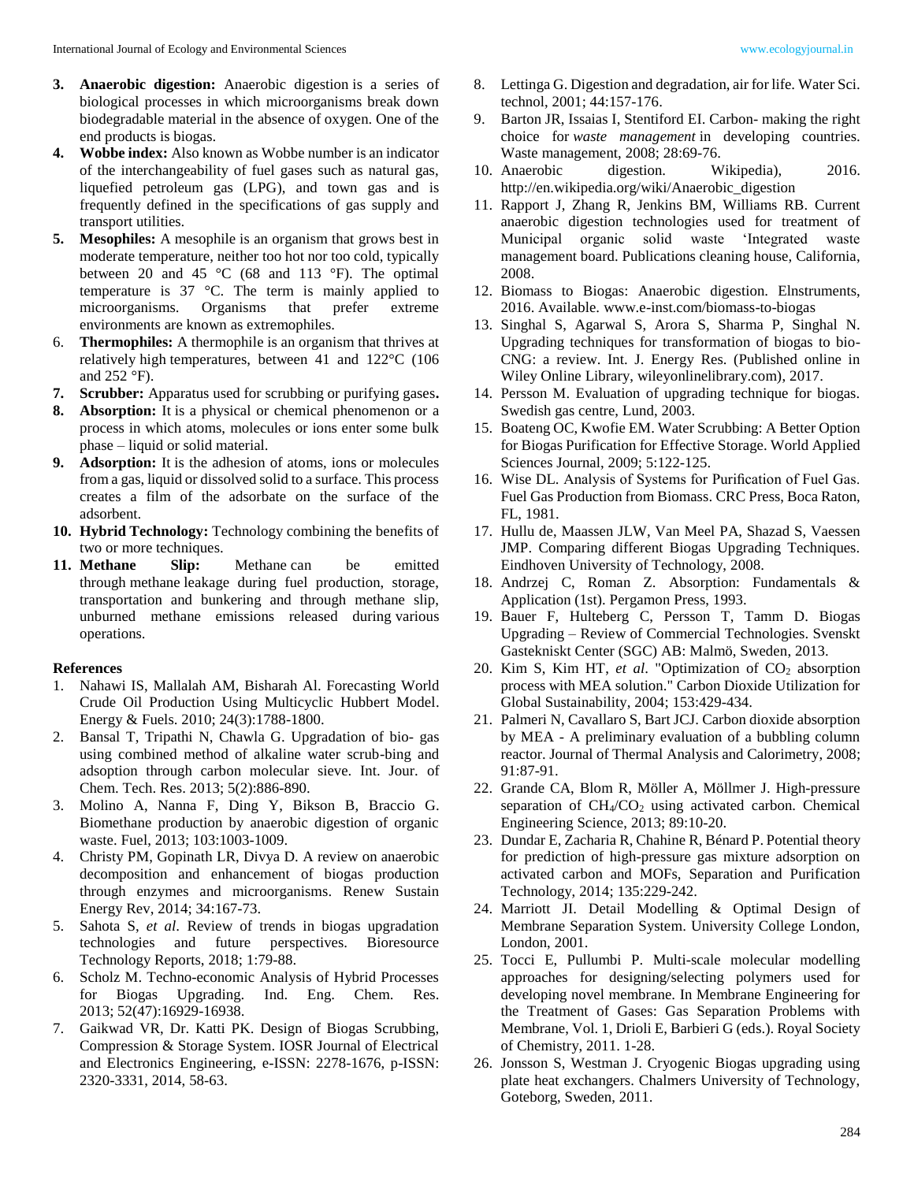3. **Anaerobic digestion:** Anaerobic digestion is a series of biological processes in which microorganisms break down biodegradable material in the absence of oxygen. One of the end products is biogas.
4. **Wobbe index:** Also known as Wobbe number is an indicator of the interchangeability of fuel gases such as natural gas, liquefied petroleum gas (LPG), and town gas and is frequently defined in the specifications of gas supply and transport utilities.
5. **Mesophiles:** A mesophile is an organism that grows best in moderate temperature, neither too hot nor too cold, typically between 20 and 45 °C (68 and 113 °F). The optimal temperature is 37 °C. The term is mainly applied to microorganisms. Organisms that prefer extreme environments are known as extremophiles.
6. **Thermophiles:** A thermophile is an organism that thrives at relatively high temperatures, between 41 and 122°C (106 and 252 °F).
7. **Scrubber:** Apparatus used for scrubbing or purifying gases**.**
8. **Absorption:** It is a physical or chemical phenomenon or a process in which atoms, molecules or ions enter some bulk phase – liquid or solid material.
9. **Adsorption:** It is the adhesion of atoms, ions or molecules from a gas, liquid or dissolved solid to a surface. This process creates a film of the adsorbate on the surface of the adsorbent.
10. **Hybrid Technology:** Technology combining the benefits of two or more techniques.
11. **Methane Slip:** Methane can be emitted through methane leakage during fuel production, storage, transportation and bunkering and through methane slip, unburned methane emissions released during various operations.

## References

1. Nahawi IS, Mallalah AM, Bisharah Al. Forecasting World Crude Oil Production Using Multicyclic Hubbert Model. Energy & Fuels. 2010; 24(3):1788-1800.
2. Bansal T, Tripathi N, Chawla G. Upgradation of bio- gas using combined method of alkaline water scrub-bing and adsoption through carbon molecular sieve. Int. Jour. of Chem. Tech. Res. 2013; 5(2):886-890.
3. Molino A, Nanna F, Ding Y, Bikson B, Braccio G. Biomethane production by anaerobic digestion of organic waste. Fuel, 2013; 103:1003-1009.
4. Christy PM, Gopinath LR, Divya D. A review on anaerobic decomposition and enhancement of biogas production through enzymes and microorganisms. Renew Sustain Energy Rev, 2014; 34:167-73.
5. Sahota S, *et al*. Review of trends in biogas upgradation technologies and future perspectives. Bioresource Technology Reports, 2018; 1:79-88.
6. Scholz M. Techno-economic Analysis of Hybrid Processes for Biogas Upgrading. Ind. Eng. Chem. Res. 2013; 52(47):16929-16938.
7. Gaikwad VR, Dr. Katti PK. Design of Biogas Scrubbing, Compression & Storage System. IOSR Journal of Electrical and Electronics Engineering, e-ISSN: 2278-1676, p-ISSN: 2320-3331, 2014, 58-63.
8. Lettinga G. Digestion and degradation, air for life. Water Sci. technol, 2001; 44:157-176.
9. Barton JR, Issaias I, Stentiford EI. Carbon- making the right choice for *waste management* in developing countries. Waste management, 2008; 28:69-76.
10. Anaerobic digestion. Wikipedia), 2016. http://en.wikipedia.org/wiki/Anaerobic_digestion
11. Rapport J, Zhang R, Jenkins BM, Williams RB. Current anaerobic digestion technologies used for treatment of Municipal organic solid waste 'Integrated waste management board. Publications cleaning house, California, 2008.
12. Biomass to Biogas: Anaerobic digestion. Elnstruments, 2016. Available. www.e-inst.com/biomass-to-biogas
13. Singhal S, Agarwal S, Arora S, Sharma P, Singhal N. Upgrading techniques for transformation of biogas to bio-CNG: a review. Int. J. Energy Res. (Published online in Wiley Online Library, wileyonlinelibrary.com), 2017.
14. Persson M. Evaluation of upgrading technique for biogas. Swedish gas centre, Lund, 2003.
15. Boateng OC, Kwofie EM. Water Scrubbing: A Better Option for Biogas Purification for Effective Storage. World Applied Sciences Journal, 2009; 5:122-125.
16. Wise DL. Analysis of Systems for Purification of Fuel Gas. Fuel Gas Production from Biomass. CRC Press, Boca Raton, FL, 1981.
17. Hullu de, Maassen JLW, Van Meel PA, Shazad S, Vaessen JMP. Comparing different Biogas Upgrading Techniques. Eindhoven University of Technology, 2008.
18. Andrzej C, Roman Z. Absorption: Fundamentals & Application (1st). Pergamon Press, 1993.
19. Bauer F, Hulteberg C, Persson T, Tamm D. Biogas Upgrading – Review of Commercial Technologies. Svenskt Gastekniskt Center (SGC) AB: Malmö, Sweden, 2013.
20. Kim S, Kim HT, *et al*. "Optimization of $CO_2$ absorption process with MEA solution." Carbon Dioxide Utilization for Global Sustainability, 2004; 153:429-434.
21. Palmeri N, Cavallaro S, Bart JCJ. Carbon dioxide absorption by MEA - A preliminary evaluation of a bubbling column reactor. Journal of Thermal Analysis and Calorimetry, 2008; 91:87-91.
22. Grande CA, Blom R, Möller A, Möllmer J. High-pressure separation of $CH_4/CO_2$ using activated carbon. Chemical Engineering Science, 2013; 89:10-20.
23. Dundar E, Zacharia R, Chahine R, Bénard P. Potential theory for prediction of high-pressure gas mixture adsorption on activated carbon and MOFs, Separation and Purification Technology, 2014; 135:229-242.
24. Marriott JI. Detail Modelling & Optimal Design of Membrane Separation System. University College London, London, 2001.
25. Tocci E, Pullumbi P. Multi-scale molecular modelling approaches for designing/selecting polymers used for developing novel membrane. In Membrane Engineering for the Treatment of Gases: Gas Separation Problems with Membrane, Vol. 1, Drioli E, Barbieri G (eds.). Royal Society of Chemistry, 2011. 1-28.
26. Jonsson S, Westman J. Cryogenic Biogas upgrading using plate heat exchangers. Chalmers University of Technology, Goteborg, Sweden, 2011.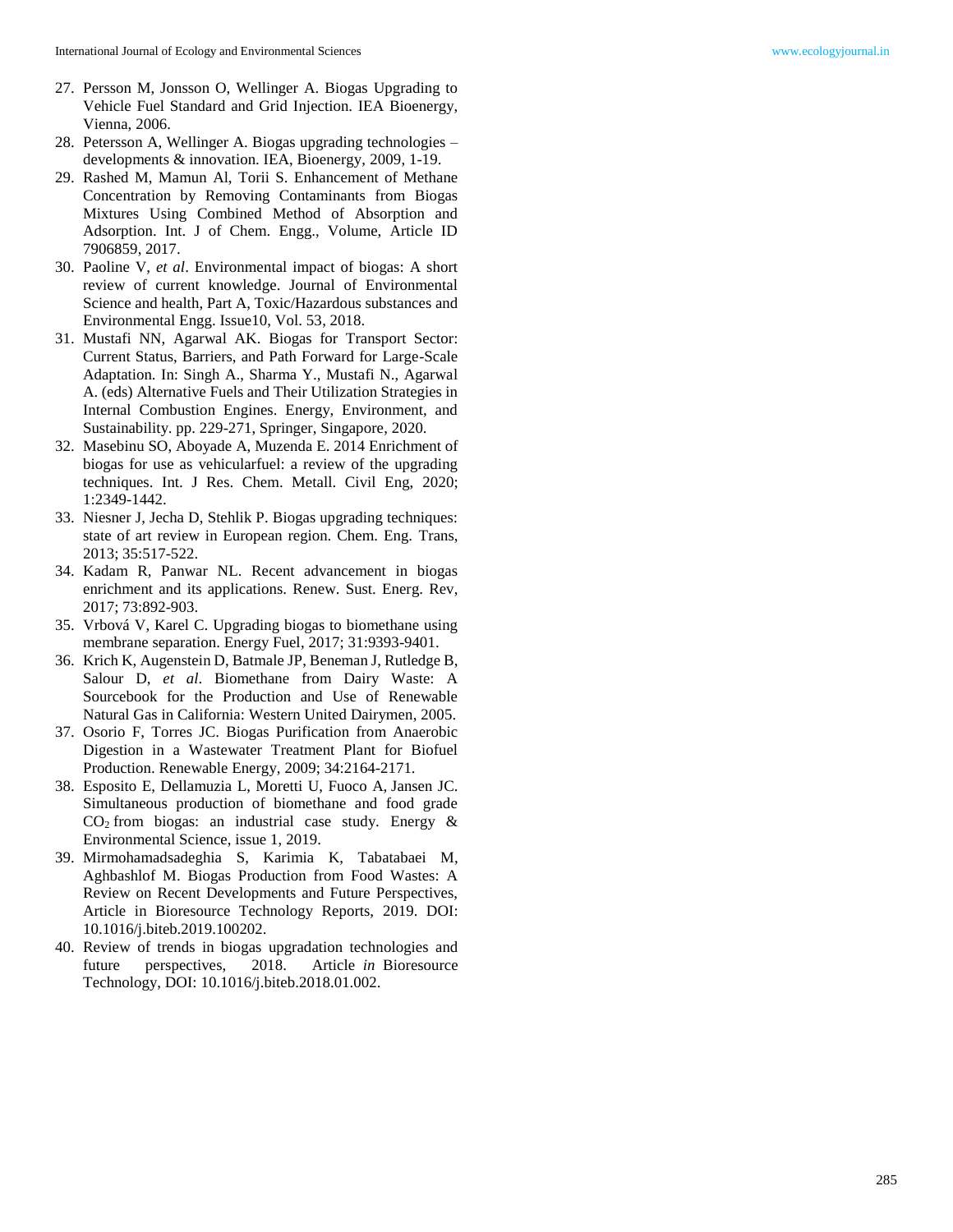27. Persson M, Jonsson O, Wellinger A. Biogas Upgrading to Vehicle Fuel Standard and Grid Injection. IEA Bioenergy, Vienna, 2006.
28. Petersson A, Wellinger A. Biogas upgrading technologies – developments & innovation. IEA, Bioenergy, 2009, 1-19.
29. Rashed M, Mamun Al, Torii S. Enhancement of Methane Concentration by Removing Contaminants from Biogas Mixtures Using Combined Method of Absorption and Adsorption. Int. J of Chem. Engg., Volume, Article ID 7906859, 2017.
30. Paoline V, *et al*. Environmental impact of biogas: A short review of current knowledge. Journal of Environmental Science and health, Part A, Toxic/Hazardous substances and Environmental Engg. Issue10, Vol. 53, 2018.
31. Mustafi NN, Agarwal AK. Biogas for Transport Sector: Current Status, Barriers, and Path Forward for Large-Scale Adaptation. In: Singh A., Sharma Y., Mustafi N., Agarwal A. (eds) Alternative Fuels and Their Utilization Strategies in Internal Combustion Engines. Energy, Environment, and Sustainability. pp. 229-271, Springer, Singapore, 2020.
32. Masebinu SO, Aboyade A, Muzenda E. 2014 Enrichment of biogas for use as vehicularfuel: a review of the upgrading techniques. Int. J Res. Chem. Metall. Civil Eng, 2020; 1:2349-1442.
33. Niesner J, Jecha D, Stehlik P. Biogas upgrading techniques: state of art review in European region. Chem. Eng. Trans, 2013; 35:517-522.
34. Kadam R, Panwar NL. Recent advancement in biogas enrichment and its applications. Renew. Sust. Energ. Rev, 2017; 73:892-903.
35. Vrbová V, Karel C. Upgrading biogas to biomethane using membrane separation. Energy Fuel, 2017; 31:9393-9401.
36. Krich K, Augenstein D, Batmale JP, Beneman J, Rutledge B, Salour D, *et al*. Biomethane from Dairy Waste: A Sourcebook for the Production and Use of Renewable Natural Gas in California: Western United Dairymen, 2005.
37. Osorio F, Torres JC. Biogas Purification from Anaerobic Digestion in a Wastewater Treatment Plant for Biofuel Production. Renewable Energy, 2009; 34:2164-2171.
38. Esposito E, Dellamuzia L, Moretti U, Fuoco A, Jansen JC. Simultaneous production of biomethane and food grade $CO_2$ from biogas: an industrial case study. Energy & Environmental Science, issue 1, 2019.
39. Mirmohamadsadeghia S, Karimia K, Tabatabaei M, Aghbashlof M. Biogas Production from Food Wastes: A Review on Recent Developments and Future Perspectives, Article in Bioresource Technology Reports, 2019. DOI: 10.1016/j.biteb.2019.100202.
40. Review of trends in biogas upgradation technologies and future perspectives, 2018. Article *in* Bioresource Technology, DOI: 10.1016/j.biteb.2018.01.002.